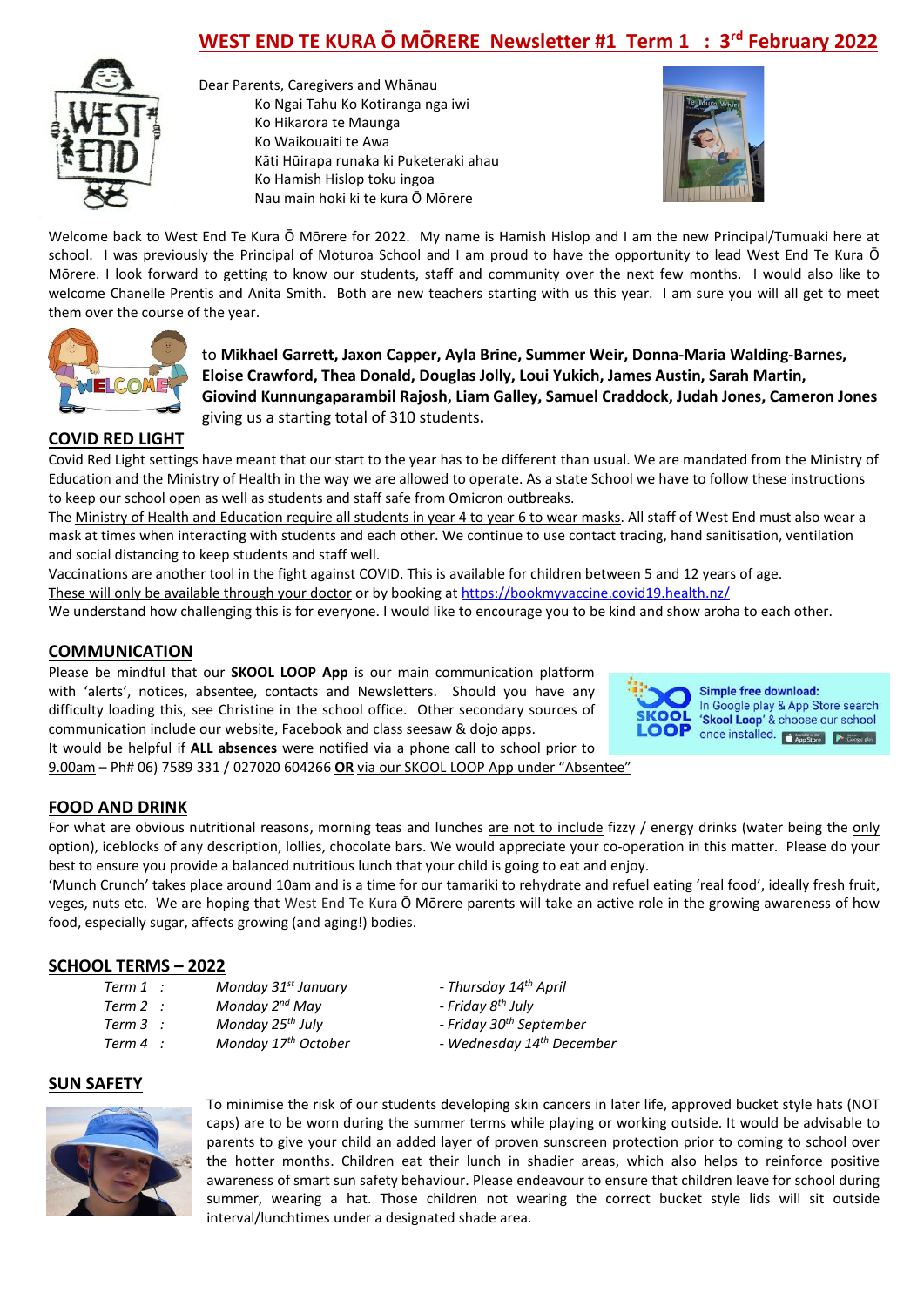# WEST END TE KURA Ō MŌRERE Newsletter #1 Term 1 : 3rd February 2022

Dear Parents, Caregivers and Whānau

Ko Ngai Tahu Ko Kotiranga nga iwi
Ko Hikarora te Maunga
Ko Waikouaiti te Awa
Kāti Hūirapa runaka ki Puketeraki ahau
Ko Hamish Hislop toku ingoa
Nau main hoki ki te kura Ō Mōrere

Welcome back to West End Te Kura Ō Mōrere for 2022. My name is Hamish Hislop and I am the new Principal/Tumuaki here at school. I was previously the Principal of Moturoa School and I am proud to have the opportunity to lead West End Te Kura Ō Mōrere. I look forward to getting to know our students, staff and community over the next few months. I would also like to welcome Chanelle Prentis and Anita Smith. Both are new teachers starting with us this year. I am sure you will all get to meet them over the course of the year.

WELCOME to **Mikhael Garrett, Jaxon Capper, Ayla Brine, Summer Weir, Donna-Maria Walding-Barnes, Eloise Crawford, Thea Donald, Douglas Jolly, Loui Yukich, James Austin, Sarah Martin, Giovind Kunnungaparambil Rajosh, Liam Galley, Samuel Craddock, Judah Jones, Cameron Jones** giving us a starting total of 310 students**.**

## COVID RED LIGHT

Covid Red Light settings have meant that our start to the year has to be different than usual. We are mandated from the Ministry of Education and the Ministry of Health in the way we are allowed to operate. As a state School we have to follow these instructions to keep our school open as well as students and staff safe from Omicron outbreaks.

The Ministry of Health and Education require all students in year 4 to year 6 to wear masks. All staff of West End must also wear a mask at times when interacting with students and each other. We continue to use contact tracing, hand sanitisation, ventilation and social distancing to keep students and staff well.

Vaccinations are another tool in the fight against COVID. This is available for children between 5 and 12 years of age.

These will only be available through your doctor or by booking at https://bookmyvaccine.covid19.health.nz/

We understand how challenging this is for everyone. I would like to encourage you to be kind and show aroha to each other.

## COMMUNICATION

Please be mindful that our **SKOOL LOOP App** is our main communication platform with 'alerts', notices, absentee, contacts and Newsletters. Should you have any difficulty loading this, see Christine in the school office. Other secondary sources of communication include our website, Facebook and class seesaw & dojo apps.

**Simple free download:** In Google play & App Store search **'Skool Loop'** & choose our school once installed.

It would be helpful if **ALL absences** were notified via a phone call to school prior to 9.00am – Ph# 06) 7589 331 / 027020 604266 **OR** via our SKOOL LOOP App under "Absentee"

## FOOD AND DRINK

For what are obvious nutritional reasons, morning teas and lunches are not to include fizzy / energy drinks (water being the only option), iceblocks of any description, lollies, chocolate bars. We would appreciate your co-operation in this matter. Please do your best to ensure you provide a balanced nutritious lunch that your child is going to eat and enjoy.

'Munch Crunch' takes place around 10am and is a time for our tamariki to rehydrate and refuel eating 'real food', ideally fresh fruit, veges, nuts etc. We are hoping that West End Te Kura Ō Mōrere parents will take an active role in the growing awareness of how food, especially sugar, affects growing (and aging!) bodies.

## SCHOOL TERMS – 2022

| | | |
|---|---|---|
| *Term 1 :* | *Monday 31st January* | *- Thursday 14th April* |
| *Term 2 :* | *Monday 2nd May* | *- Friday 8th July* |
| *Term 3 :* | *Monday 25th July* | *- Friday 30th September* |
| *Term 4 :* | *Monday 17th October* | *- Wednesday 14th December* |

## SUN SAFETY

To minimise the risk of our students developing skin cancers in later life, approved bucket style hats (NOT caps) are to be worn during the summer terms while playing or working outside. It would be advisable to parents to give your child an added layer of proven sunscreen protection prior to coming to school over the hotter months. Children eat their lunch in shadier areas, which also helps to reinforce positive awareness of smart sun safety behaviour. Please endeavour to ensure that children leave for school during summer, wearing a hat. Those children not wearing the correct bucket style lids will sit outside interval/lunchtimes under a designated shade area.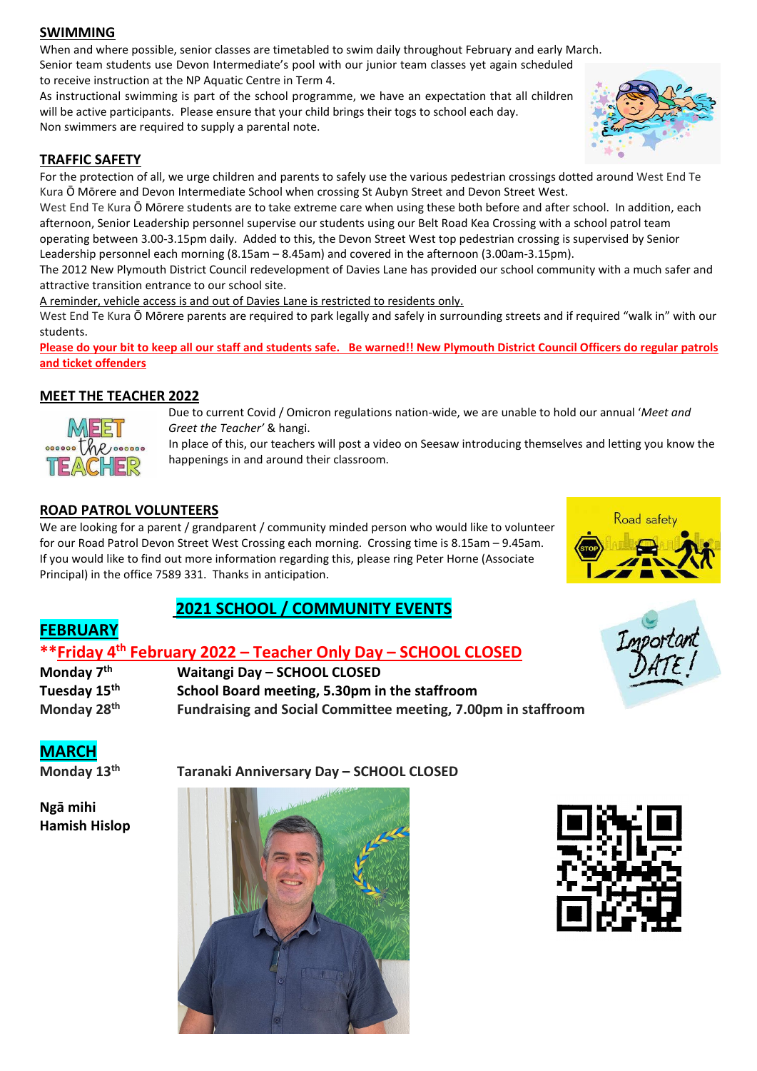## SWIMMING

When and where possible, senior classes are timetabled to swim daily throughout February and early March. Senior team students use Devon Intermediate's pool with our junior team classes yet again scheduled to receive instruction at the NP Aquatic Centre in Term 4.

As instructional swimming is part of the school programme, we have an expectation that all children will be active participants. Please ensure that your child brings their togs to school each day. Non swimmers are required to supply a parental note.

## TRAFFIC SAFETY

For the protection of all, we urge children and parents to safely use the various pedestrian crossings dotted around West End Te Kura Ō Mōrere and Devon Intermediate School when crossing St Aubyn Street and Devon Street West.

West End Te Kura Ō Mōrere students are to take extreme care when using these both before and after school. In addition, each afternoon, Senior Leadership personnel supervise our students using our Belt Road Kea Crossing with a school patrol team operating between 3.00-3.15pm daily. Added to this, the Devon Street West top pedestrian crossing is supervised by Senior Leadership personnel each morning (8.15am – 8.45am) and covered in the afternoon (3.00am-3.15pm).

The 2012 New Plymouth District Council redevelopment of Davies Lane has provided our school community with a much safer and attractive transition entrance to our school site.

A reminder, vehicle access is and out of Davies Lane is restricted to residents only.

West End Te Kura Ō Mōrere parents are required to park legally and safely in surrounding streets and if required "walk in" with our students.

**Please do your bit to keep all our staff and students safe. Be warned!! New Plymouth District Council Officers do regular patrols and ticket offenders**

## MEET THE TEACHER 2022

Due to current Covid / Omicron regulations nation-wide, we are unable to hold our annual '*Meet and Greet the Teacher'* & hangi.

In place of this, our teachers will post a video on Seesaw introducing themselves and letting you know the happenings in and around their classroom.

## ROAD PATROL VOLUNTEERS

We are looking for a parent / grandparent / community minded person who would like to volunteer for our Road Patrol Devon Street West Crossing each morning. Crossing time is 8.15am – 9.45am. If you would like to find out more information regarding this, please ring Peter Horne (Associate Principal) in the office 7589 331. Thanks in anticipation.

## 2021 SCHOOL / COMMUNITY EVENTS

### FEBRUARY

**\*\*Friday 4th February 2022 – Teacher Only Day – SCHOOL CLOSED**

| | |
|---|---|
| **Monday 7th** | **Waitangi Day – SCHOOL CLOSED** |
| **Tuesday 15th** | **School Board meeting, 5.30pm in the staffroom** |
| **Monday 28th** | **Fundraising and Social Committee meeting, 7.00pm in staffroom** |

### MARCH

| | |
|---|---|
| **Monday 13th** | **Taranaki Anniversary Day – SCHOOL CLOSED** |

**Ngā mihi**
**Hamish Hislop**